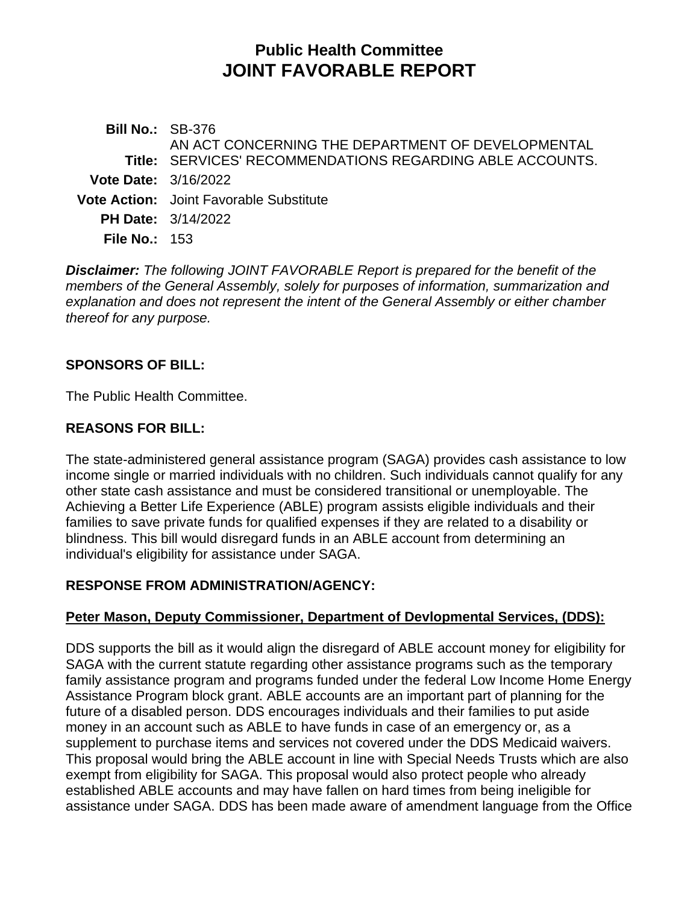# Public Health Committee
# JOINT FAVORABLE REPORT

**Bill No.:** SB-376

**Title:** AN ACT CONCERNING THE DEPARTMENT OF DEVELOPMENTAL SERVICES' RECOMMENDATIONS REGARDING ABLE ACCOUNTS.

**Vote Date:** 3/16/2022

**Vote Action:** Joint Favorable Substitute

**PH Date:** 3/14/2022

**File No.:** 153

***Disclaimer:*** *The following JOINT FAVORABLE Report is prepared for the benefit of the members of the General Assembly, solely for purposes of information, summarization and explanation and does not represent the intent of the General Assembly or either chamber thereof for any purpose.*

## SPONSORS OF BILL:

The Public Health Committee.

## REASONS FOR BILL:

The state-administered general assistance program (SAGA) provides cash assistance to low income single or married individuals with no children. Such individuals cannot qualify for any other state cash assistance and must be considered transitional or unemployable. The Achieving a Better Life Experience (ABLE) program assists eligible individuals and their families to save private funds for qualified expenses if they are related to a disability or blindness. This bill would disregard funds in an ABLE account from determining an individual's eligibility for assistance under SAGA.

## RESPONSE FROM ADMINISTRATION/AGENCY:

**Peter Mason, Deputy Commissioner, Department of Devlopmental Services, (DDS):**

DDS supports the bill as it would align the disregard of ABLE account money for eligibility for SAGA with the current statute regarding other assistance programs such as the temporary family assistance program and programs funded under the federal Low Income Home Energy Assistance Program block grant. ABLE accounts are an important part of planning for the future of a disabled person. DDS encourages individuals and their families to put aside money in an account such as ABLE to have funds in case of an emergency or, as a supplement to purchase items and services not covered under the DDS Medicaid waivers. This proposal would bring the ABLE account in line with Special Needs Trusts which are also exempt from eligibility for SAGA. This proposal would also protect people who already established ABLE accounts and may have fallen on hard times from being ineligible for assistance under SAGA. DDS has been made aware of amendment language from the Office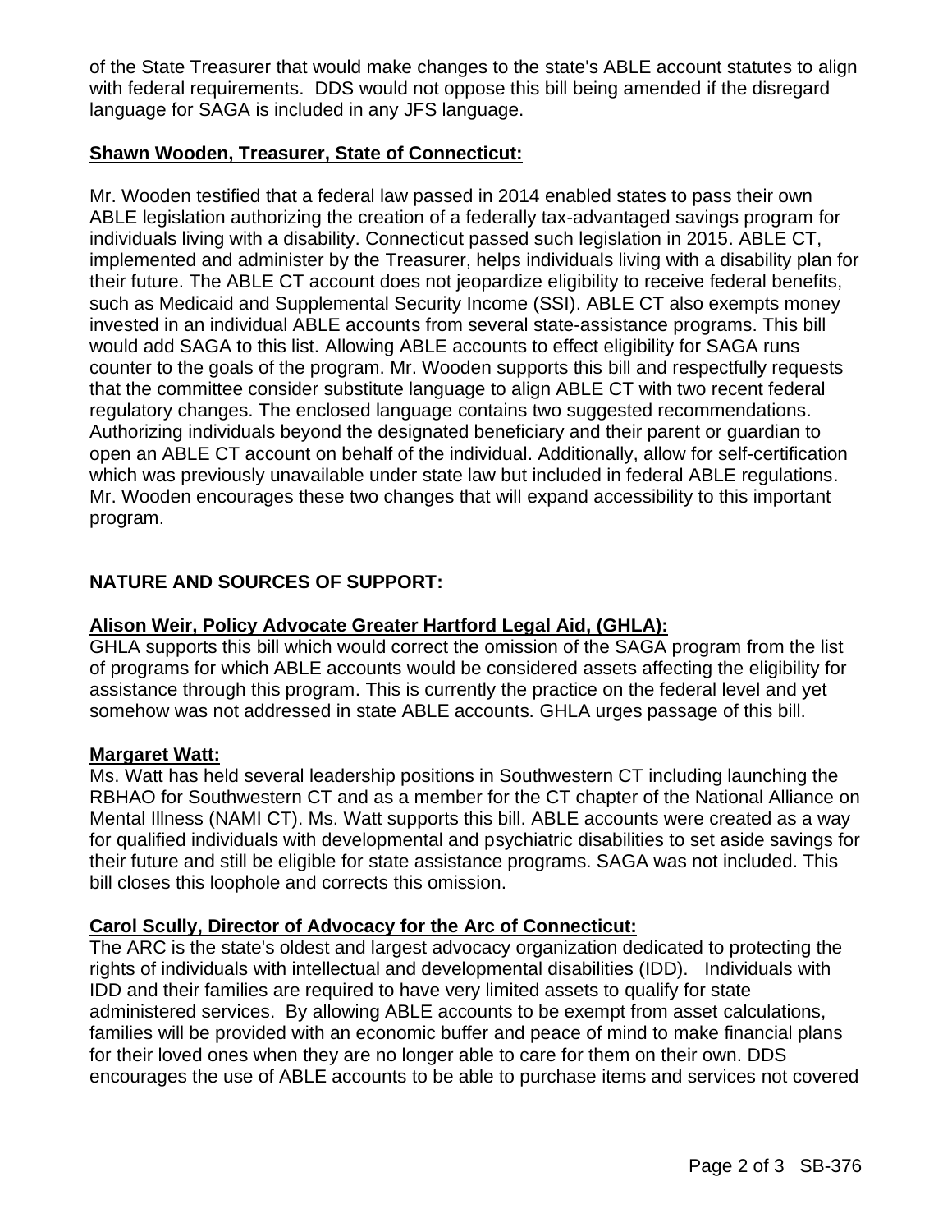of the State Treasurer that would make changes to the state's ABLE account statutes to align with federal requirements. DDS would not oppose this bill being amended if the disregard language for SAGA is included in any JFS language.

**Shawn Wooden, Treasurer, State of Connecticut:**

Mr. Wooden testified that a federal law passed in 2014 enabled states to pass their own ABLE legislation authorizing the creation of a federally tax-advantaged savings program for individuals living with a disability. Connecticut passed such legislation in 2015. ABLE CT, implemented and administer by the Treasurer, helps individuals living with a disability plan for their future. The ABLE CT account does not jeopardize eligibility to receive federal benefits, such as Medicaid and Supplemental Security Income (SSI). ABLE CT also exempts money invested in an individual ABLE accounts from several state-assistance programs. This bill would add SAGA to this list. Allowing ABLE accounts to effect eligibility for SAGA runs counter to the goals of the program. Mr. Wooden supports this bill and respectfully requests that the committee consider substitute language to align ABLE CT with two recent federal regulatory changes. The enclosed language contains two suggested recommendations. Authorizing individuals beyond the designated beneficiary and their parent or guardian to open an ABLE CT account on behalf of the individual. Additionally, allow for self-certification which was previously unavailable under state law but included in federal ABLE regulations. Mr. Wooden encourages these two changes that will expand accessibility to this important program.

**NATURE AND SOURCES OF SUPPORT:**

**Alison Weir, Policy Advocate Greater Hartford Legal Aid, (GHLA):**
GHLA supports this bill which would correct the omission of the SAGA program from the list of programs for which ABLE accounts would be considered assets affecting the eligibility for assistance through this program. This is currently the practice on the federal level and yet somehow was not addressed in state ABLE accounts. GHLA urges passage of this bill.

**Margaret Watt:**
Ms. Watt has held several leadership positions in Southwestern CT including launching the RBHAO for Southwestern CT and as a member for the CT chapter of the National Alliance on Mental Illness (NAMI CT). Ms. Watt supports this bill. ABLE accounts were created as a way for qualified individuals with developmental and psychiatric disabilities to set aside savings for their future and still be eligible for state assistance programs. SAGA was not included. This bill closes this loophole and corrects this omission.

**Carol Scully, Director of Advocacy for the Arc of Connecticut:**
The ARC is the state's oldest and largest advocacy organization dedicated to protecting the rights of individuals with intellectual and developmental disabilities (IDD). Individuals with IDD and their families are required to have very limited assets to qualify for state administered services. By allowing ABLE accounts to be exempt from asset calculations, families will be provided with an economic buffer and peace of mind to make financial plans for their loved ones when they are no longer able to care for them on their own. DDS encourages the use of ABLE accounts to be able to purchase items and services not covered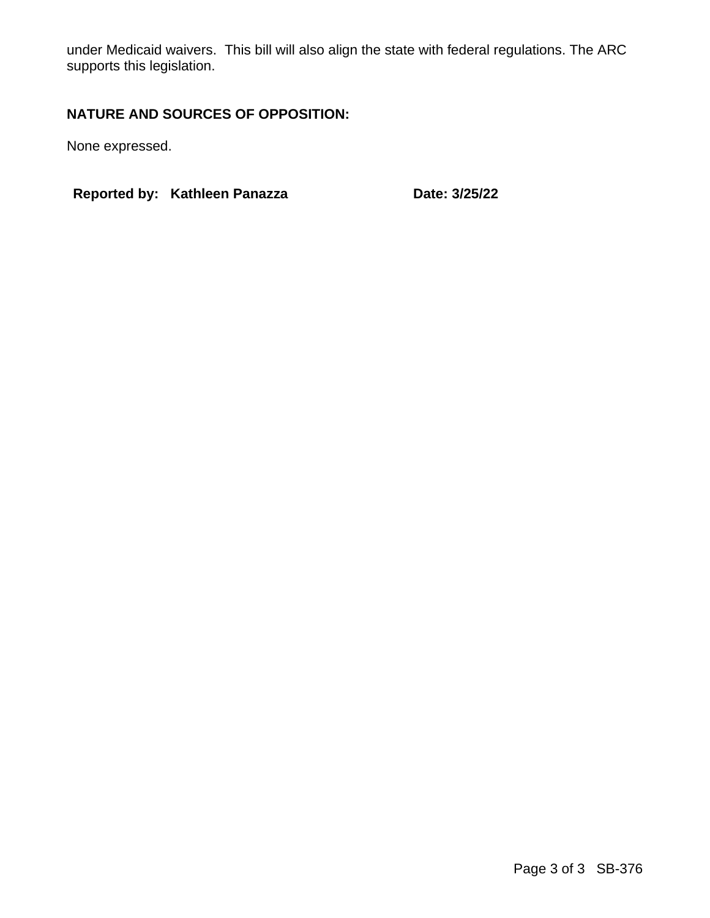under Medicaid waivers. This bill will also align the state with federal regulations. The ARC supports this legislation.

## NATURE AND SOURCES OF OPPOSITION:

None expressed.

**Reported by: Kathleen Panazza** **Date: 3/25/22**